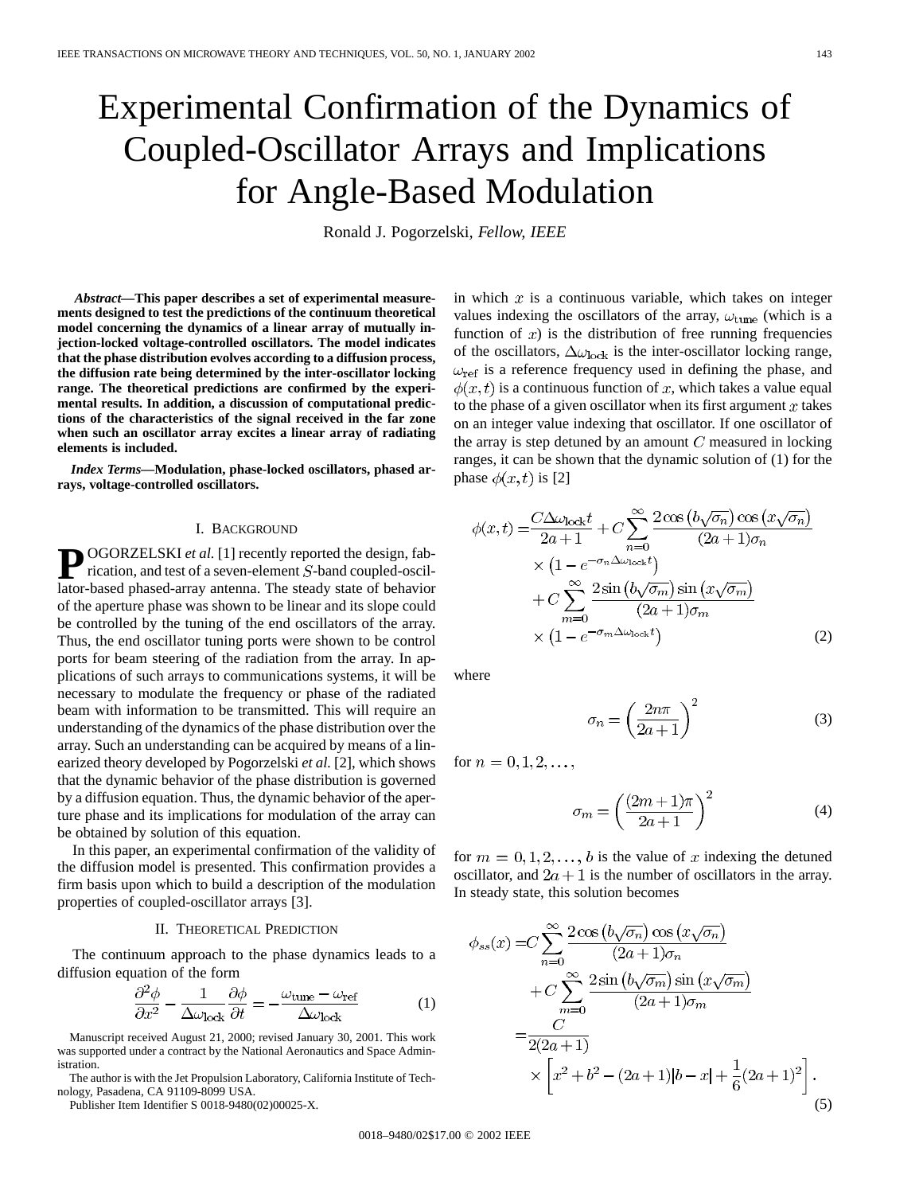# Experimental Confirmation of the Dynamics of Coupled-Oscillator Arrays and Implications for Angle-Based Modulation

Ronald J. Pogorzelski, *Fellow, IEEE*

***Abstract*—This paper describes a set of experimental measurements designed to test the predictions of the continuum theoretical model concerning the dynamics of a linear array of mutually injection-locked voltage-controlled oscillators. The model indicates that the phase distribution evolves according to a diffusion process, the diffusion rate being determined by the inter-oscillator locking range. The theoretical predictions are confirmed by the experimental results. In addition, a discussion of computational predictions of the characteristics of the signal received in the far zone when such an oscillator array excites a linear array of radiating elements is included.**

***Index Terms*—Modulation, phase-locked oscillators, phased arrays, voltage-controlled oscillators.**

## I. Background

POGORZELSKI *et al.* [1] recently reported the design, fabrication, and test of a seven-element $S$-band coupled-oscillator-based phased-array antenna. The steady state of behavior of the aperture phase was shown to be linear and its slope could be controlled by the tuning of the end oscillators of the array. Thus, the end oscillator tuning ports were shown to be control ports for beam steering of the radiation from the array. In applications of such arrays to communications systems, it will be necessary to modulate the frequency or phase of the radiated beam with information to be transmitted. This will require an understanding of the dynamics of the phase distribution over the array. Such an understanding can be acquired by means of a linearized theory developed by Pogorzelski *et al.* [2], which shows that the dynamic behavior of the phase distribution is governed by a diffusion equation. Thus, the dynamic behavior of the aperture phase and its implications for modulation of the array can be obtained by solution of this equation.

In this paper, an experimental confirmation of the validity of the diffusion model is presented. This confirmation provides a firm basis upon which to build a description of the modulation properties of coupled-oscillator arrays [3].

## II. Theoretical Prediction

The continuum approach to the phase dynamics leads to a diffusion equation of the form

$$\frac{\partial^2 \phi}{\partial x^2} - \frac{1}{\Delta\omega_{\rm lock}} \frac{\partial \phi}{\partial t} = -\frac{\omega_{\rm tune} - \omega_{\rm ref}}{\Delta\omega_{\rm lock}} \tag{1}$$

in which $x$ is a continuous variable, which takes on integer values indexing the oscillators of the array, $\omega_{\rm tune}$ (which is a function of $x$) is the distribution of free running frequencies of the oscillators, $\Delta\omega_{\rm lock}$ is the inter-oscillator locking range, $\omega_{\rm ref}$ is a reference frequency used in defining the phase, and $\phi(x,t)$ is a continuous function of $x$, which takes a value equal to the phase of a given oscillator when its first argument $x$ takes on an integer value indexing that oscillator. If one oscillator of the array is step detuned by an amount $C$ measured in locking ranges, it can be shown that the dynamic solution of (1) for the phase $\phi(x,t)$ is [2]

$$\begin{aligned}\phi(x,t) = &\frac{C\Delta\omega_{\rm lock}t}{2a+1} + C\sum_{n=0}^{\infty}\frac{2\cos\left(b\sqrt{\sigma_n}\right)\cos\left(x\sqrt{\sigma_n}\right)}{(2a+1)\sigma_n} \\ &\times\left(1-e^{-\sigma_n\Delta\omega_{\rm lock}t}\right) \\ &+ C\sum_{m=0}^{\infty}\frac{2\sin\left(b\sqrt{\sigma_m}\right)\sin\left(x\sqrt{\sigma_m}\right)}{(2a+1)\sigma_m} \\ &\times\left(1-e^{-\sigma_m\Delta\omega_{\rm lock}t}\right)\end{aligned} \tag{2}$$

where

$$\sigma_n = \left(\frac{2n\pi}{2a+1}\right)^2 \tag{3}$$

for $n = 0, 1, 2, \ldots,$

$$\sigma_m = \left(\frac{(2m+1)\pi}{2a+1}\right)^2 \tag{4}$$

for $m = 0, 1, 2, \ldots, b$ is the value of $x$ indexing the detuned oscillator, and $2a+1$ is the number of oscillators in the array. In steady state, this solution becomes

$$\begin{aligned}\phi_{ss}(x) = &C\sum_{n=0}^{\infty}\frac{2\cos\left(b\sqrt{\sigma_n}\right)\cos\left(x\sqrt{\sigma_n}\right)}{(2a+1)\sigma_n} \\ &+ C\sum_{m=0}^{\infty}\frac{2\sin\left(b\sqrt{\sigma_m}\right)\sin\left(x\sqrt{\sigma_m}\right)}{(2a+1)\sigma_m} \\ = &\frac{C}{2(2a+1)} \\ &\times\left[x^2 + b^2 - (2a+1)|b-x| + \frac{1}{6}(2a+1)^2\right].\end{aligned} \tag{5}$$

Manuscript received August 21, 2000; revised January 30, 2001. This work was supported under a contract by the National Aeronautics and Space Administration.

The author is with the Jet Propulsion Laboratory, California Institute of Technology, Pasadena, CA 91109-8099 USA.

Publisher Item Identifier S 0018-9480(02)00025-X.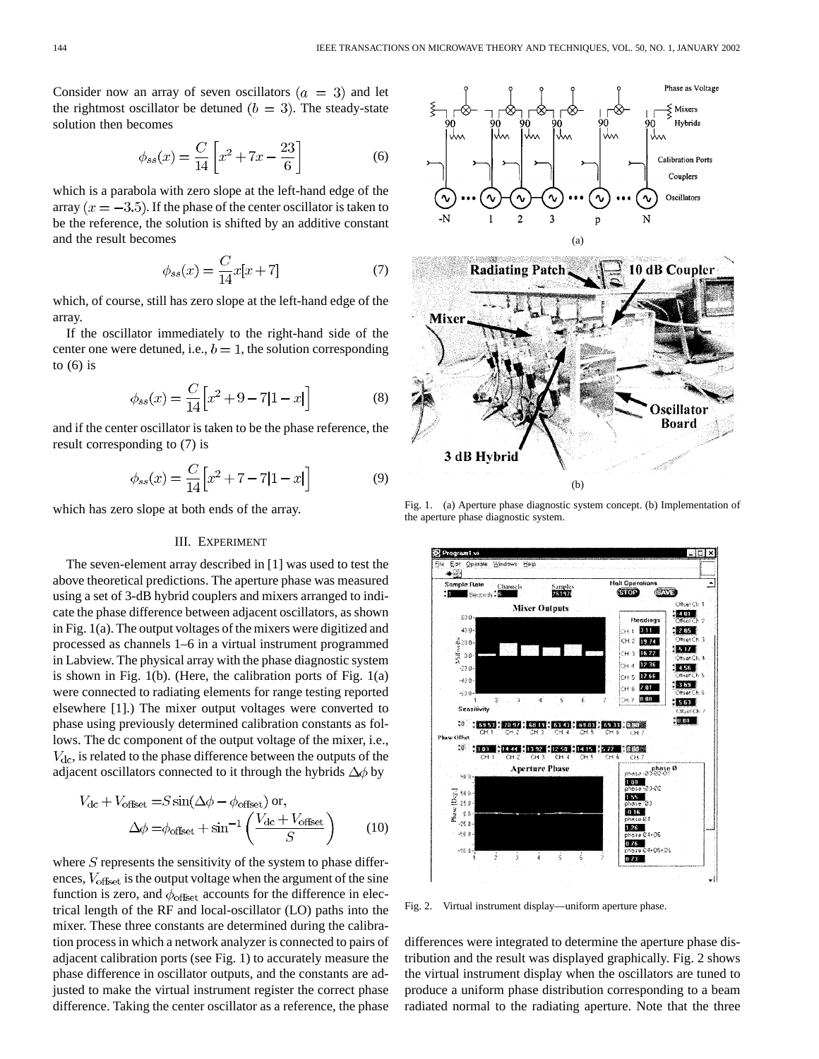Consider now an array of seven oscillators ($a = 3$) and let the rightmost oscillator be detuned ($b = 3$). The steady-state solution then becomes

$$\phi_{ss}(x) = \frac{C}{14}\left[x^2 + 7x - \frac{23}{6}\right] \tag{6}$$

which is a parabola with zero slope at the left-hand edge of the array ($x = -3.5$). If the phase of the center oscillator is taken to be the reference, the solution is shifted by an additive constant and the result becomes

$$\phi_{ss}(x) = \frac{C}{14}x[x + 7] \tag{7}$$

which, of course, still has zero slope at the left-hand edge of the array.

If the oscillator immediately to the right-hand side of the center one were detuned, i.e., $b = 1$, the solution corresponding to (6) is

$$\phi_{ss}(x) = \frac{C}{14}\Big[x^2 + 9 - 7|1 - x|\Big] \tag{8}$$

and if the center oscillator is taken to be the phase reference, the result corresponding to (7) is

$$\phi_{ss}(x) = \frac{C}{14}\Big[x^2 + 7 - 7|1 - x|\Big] \tag{9}$$

which has zero slope at both ends of the array.

## III. Experiment

The seven-element array described in [1] was used to test the above theoretical predictions. The aperture phase was measured using a set of 3-dB hybrid couplers and mixers arranged to indicate the phase difference between adjacent oscillators, as shown in Fig. 1(a). The output voltages of the mixers were digitized and processed as channels 1–6 in a virtual instrument programmed in Labview. The physical array with the phase diagnostic system is shown in Fig. 1(b). (Here, the calibration ports of Fig. 1(a) were connected to radiating elements for range testing reported elsewhere [1].) The mixer output voltages were converted to phase using previously determined calibration constants as follows. The dc component of the output voltage of the mixer, i.e., $V_{\text{dc}}$, is related to the phase difference between the outputs of the adjacent oscillators connected to it through the hybrids $\Delta\phi$ by

$$\begin{aligned} V_{\text{dc}} + V_{\text{offset}} &= S\sin(\Delta\phi - \phi_{\text{offset}}) \text{ or,} \\ \Delta\phi &= \phi_{\text{offset}} + \sin^{-1}\left(\frac{V_{\text{dc}} + V_{\text{offset}}}{S}\right) \end{aligned} \tag{10}$$

where $S$ represents the sensitivity of the system to phase differences, $V_{\text{offset}}$ is the output voltage when the argument of the sine function is zero, and $\phi_{\text{offset}}$ accounts for the difference in electrical length of the RF and local-oscillator (LO) paths into the mixer. These three constants are determined during the calibration process in which a network analyzer is connected to pairs of adjacent calibration ports (see Fig. 1) to accurately measure the phase difference in oscillator outputs, and the constants are adjusted to make the virtual instrument register the correct phase difference. Taking the center oscillator as a reference, the phase differences were integrated to determine the aperture phase distribution and the result was displayed graphically. Fig. 2 shows the virtual instrument display when the oscillators are tuned to produce a uniform phase distribution corresponding to a beam radiated normal to the radiating aperture. Note that the three

Fig. 1. (a) Aperture phase diagnostic system concept. (b) Implementation of the aperture phase diagnostic system.

Fig. 2. Virtual instrument display—uniform aperture phase.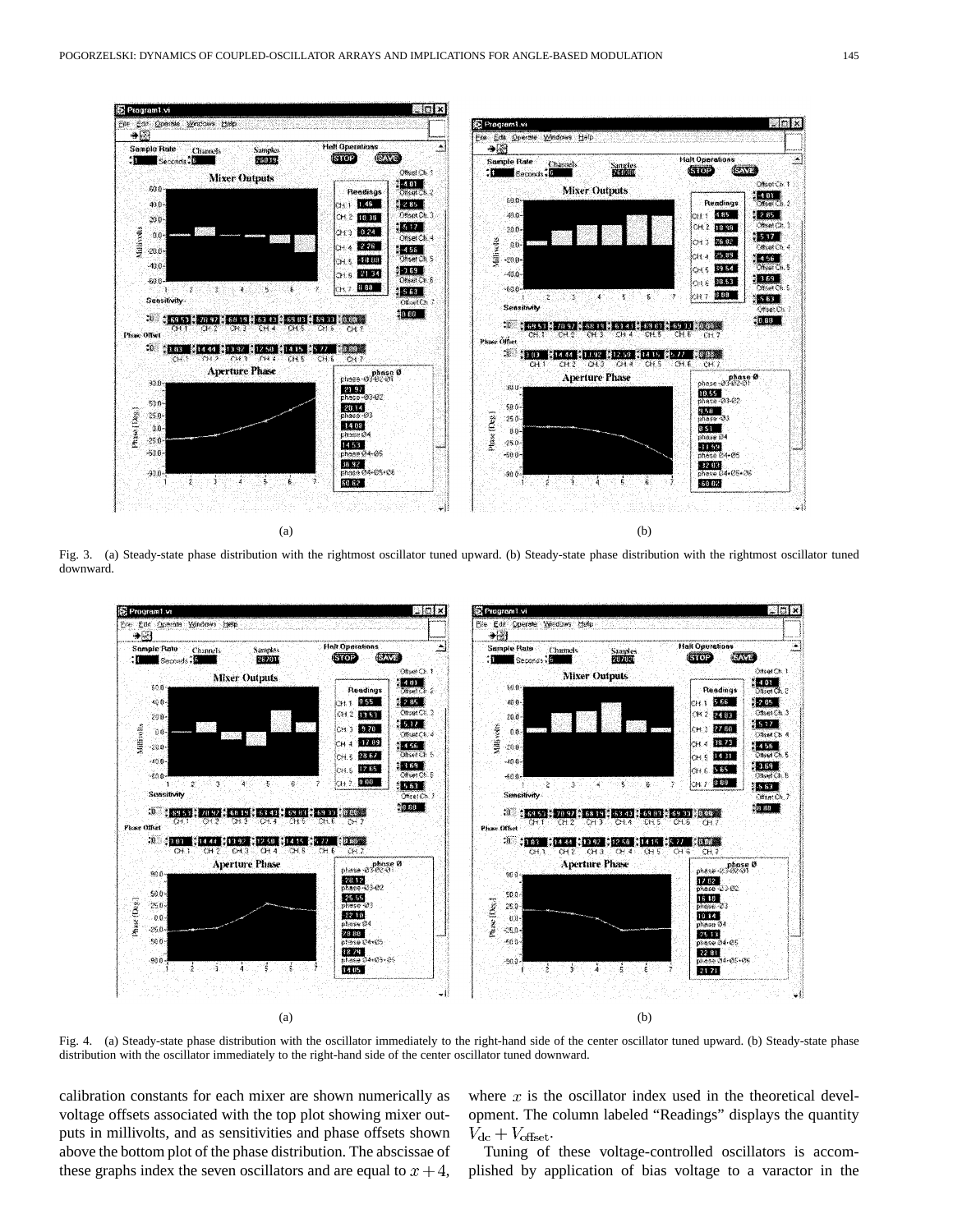Fig. 3. (a) Steady-state phase distribution with the rightmost oscillator tuned upward. (b) Steady-state phase distribution with the rightmost oscillator tuned downward.

Fig. 4. (a) Steady-state phase distribution with the oscillator immediately to the right-hand side of the center oscillator tuned upward. (b) Steady-state phase distribution with the oscillator immediately to the right-hand side of the center oscillator tuned downward.

calibration constants for each mixer are shown numerically as voltage offsets associated with the top plot showing mixer outputs in millivolts, and as sensitivities and phase offsets shown above the bottom plot of the phase distribution. The abscissae of these graphs index the seven oscillators and are equal to $x+4$, where $x$ is the oscillator index used in the theoretical development. The column labeled "Readings" displays the quantity $V_{\rm dc} + V_{\rm offset}$.

Tuning of these voltage-controlled oscillators is accomplished by application of bias voltage to a varactor in the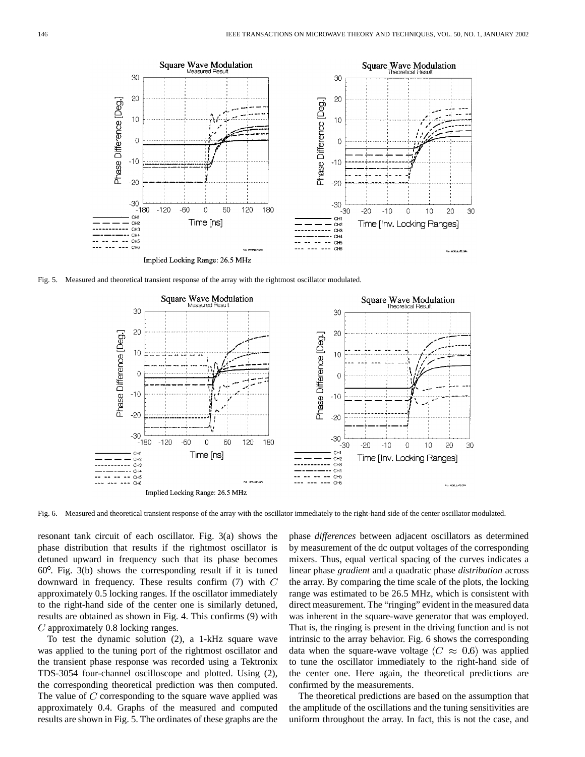Fig. 5. Measured and theoretical transient response of the array with the rightmost oscillator modulated.

Fig. 6. Measured and theoretical transient response of the array with the oscillator immediately to the right-hand side of the center oscillator modulated.

resonant tank circuit of each oscillator. Fig. 3(a) shows the phase distribution that results if the rightmost oscillator is detuned upward in frequency such that its phase becomes 60°. Fig. 3(b) shows the corresponding result if it is tuned downward in frequency. These results confirm (7) with $C$ approximately 0.5 locking ranges. If the oscillator immediately to the right-hand side of the center one is similarly detuned, results are obtained as shown in Fig. 4. This confirms (9) with $C$ approximately 0.8 locking ranges.

To test the dynamic solution (2), a 1-kHz square wave was applied to the tuning port of the rightmost oscillator and the transient phase response was recorded using a Tektronix TDS-3054 four-channel oscilloscope and plotted. Using (2), the corresponding theoretical prediction was then computed. The value of $C$ corresponding to the square wave applied was approximately 0.4. Graphs of the measured and computed results are shown in Fig. 5. The ordinates of these graphs are the phase *differences* between adjacent oscillators as determined by measurement of the dc output voltages of the corresponding mixers. Thus, equal vertical spacing of the curves indicates a linear phase *gradient* and a quadratic phase *distribution* across the array. By comparing the time scale of the plots, the locking range was estimated to be 26.5 MHz, which is consistent with direct measurement. The "ringing" evident in the measured data was inherent in the square-wave generator that was employed. That is, the ringing is present in the driving function and is not intrinsic to the array behavior. Fig. 6 shows the corresponding data when the square-wave voltage $(C \approx 0.6)$ was applied to tune the oscillator immediately to the right-hand side of the center one. Here again, the theoretical predictions are confirmed by the measurements.

The theoretical predictions are based on the assumption that the amplitude of the oscillations and the tuning sensitivities are uniform throughout the array. In fact, this is not the case, and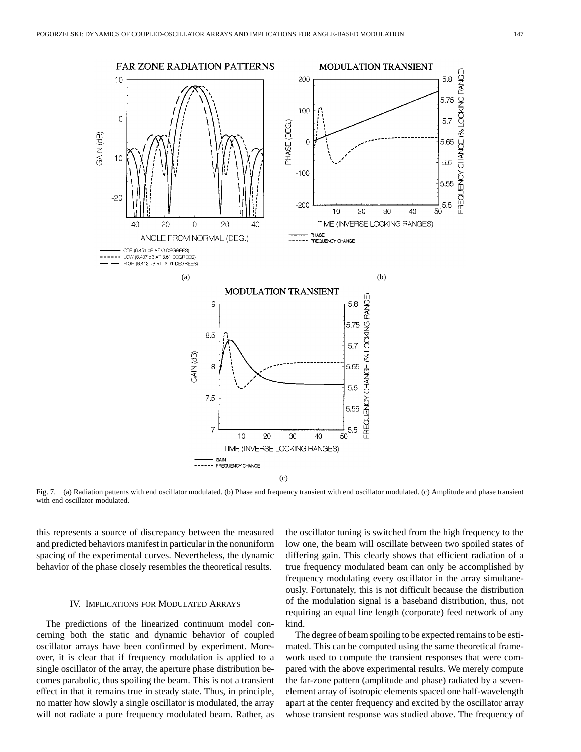Fig. 7. (a) Radiation patterns with end oscillator modulated. (b) Phase and frequency transient with end oscillator modulated. (c) Amplitude and phase transient with end oscillator modulated.

this represents a source of discrepancy between the measured and predicted behaviors manifest in particular in the nonuniform spacing of the experimental curves. Nevertheless, the dynamic behavior of the phase closely resembles the theoretical results.

## IV. Implications for Modulated Arrays

The predictions of the linearized continuum model concerning both the static and dynamic behavior of coupled oscillator arrays have been confirmed by experiment. Moreover, it is clear that if frequency modulation is applied to a single oscillator of the array, the aperture phase distribution becomes parabolic, thus spoiling the beam. This is not a transient effect in that it remains true in steady state. Thus, in principle, no matter how slowly a single oscillator is modulated, the array will not radiate a pure frequency modulated beam. Rather, as the oscillator tuning is switched from the high frequency to the low one, the beam will oscillate between two spoiled states of differing gain. This clearly shows that efficient radiation of a true frequency modulated beam can only be accomplished by frequency modulating every oscillator in the array simultaneously. Fortunately, this is not difficult because the distribution of the modulation signal is a baseband distribution, thus, not requiring an equal line length (corporate) feed network of any kind.

The degree of beam spoiling to be expected remains to be estimated. This can be computed using the same theoretical framework used to compute the transient responses that were compared with the above experimental results. We merely compute the far-zone pattern (amplitude and phase) radiated by a seven-element array of isotropic elements spaced one half-wavelength apart at the center frequency and excited by the oscillator array whose transient response was studied above. The frequency of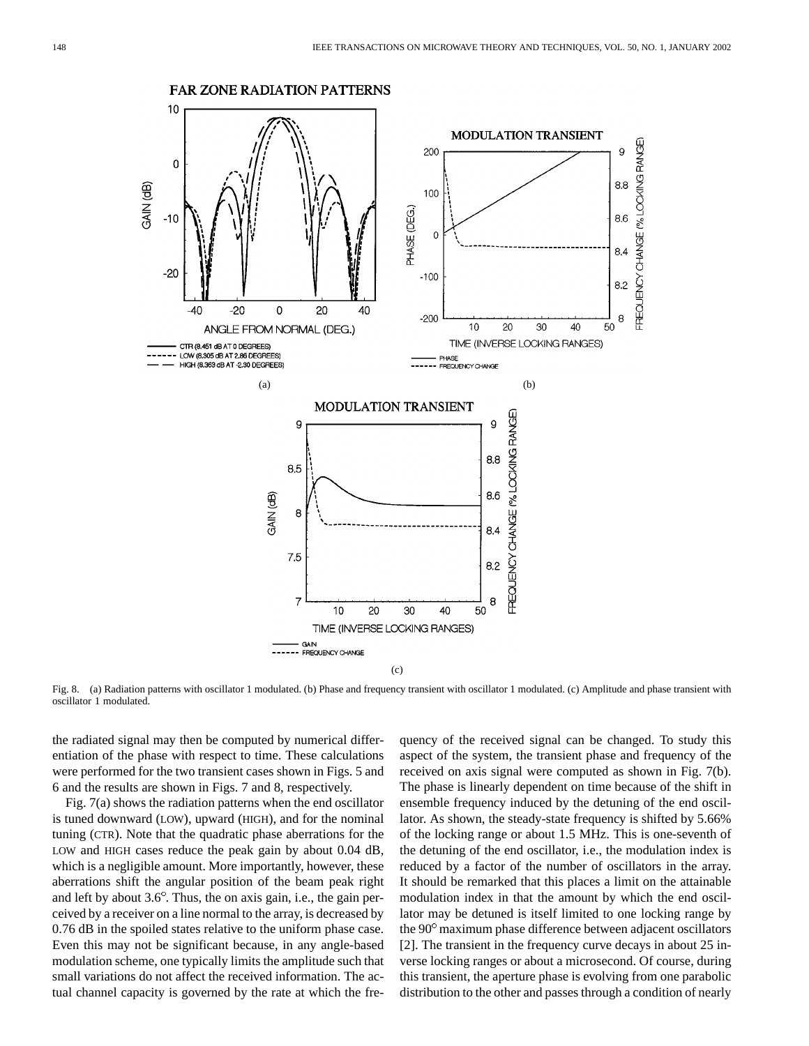Fig. 8. (a) Radiation patterns with oscillator 1 modulated. (b) Phase and frequency transient with oscillator 1 modulated. (c) Amplitude and phase transient with oscillator 1 modulated.

the radiated signal may then be computed by numerical differentiation of the phase with respect to time. These calculations were performed for the two transient cases shown in Figs. 5 and 6 and the results are shown in Figs. 7 and 8, respectively.

Fig. 7(a) shows the radiation patterns when the end oscillator is tuned downward (LOW), upward (HIGH), and for the nominal tuning (CTR). Note that the quadratic phase aberrations for the LOW and HIGH cases reduce the peak gain by about 0.04 dB, which is a negligible amount. More importantly, however, these aberrations shift the angular position of the beam peak right and left by about 3.6°. Thus, the on axis gain, i.e., the gain perceived by a receiver on a line normal to the array, is decreased by 0.76 dB in the spoiled states relative to the uniform phase case. Even this may not be significant because, in any angle-based modulation scheme, one typically limits the amplitude such that small variations do not affect the received information. The actual channel capacity is governed by the rate at which the frequency of the received signal can be changed. To study this aspect of the system, the transient phase and frequency of the received on axis signal were computed as shown in Fig. 7(b). The phase is linearly dependent on time because of the shift in ensemble frequency induced by the detuning of the end oscillator. As shown, the steady-state frequency is shifted by 5.66% of the locking range or about 1.5 MHz. This is one-seventh of the detuning of the end oscillator, i.e., the modulation index is reduced by a factor of the number of oscillators in the array. It should be remarked that this places a limit on the attainable modulation index in that the amount by which the end oscillator may be detuned is itself limited to one locking range by the 90° maximum phase difference between adjacent oscillators [2]. The transient in the frequency curve decays in about 25 inverse locking ranges or about a microsecond. Of course, during this transient, the aperture phase is evolving from one parabolic distribution to the other and passes through a condition of nearly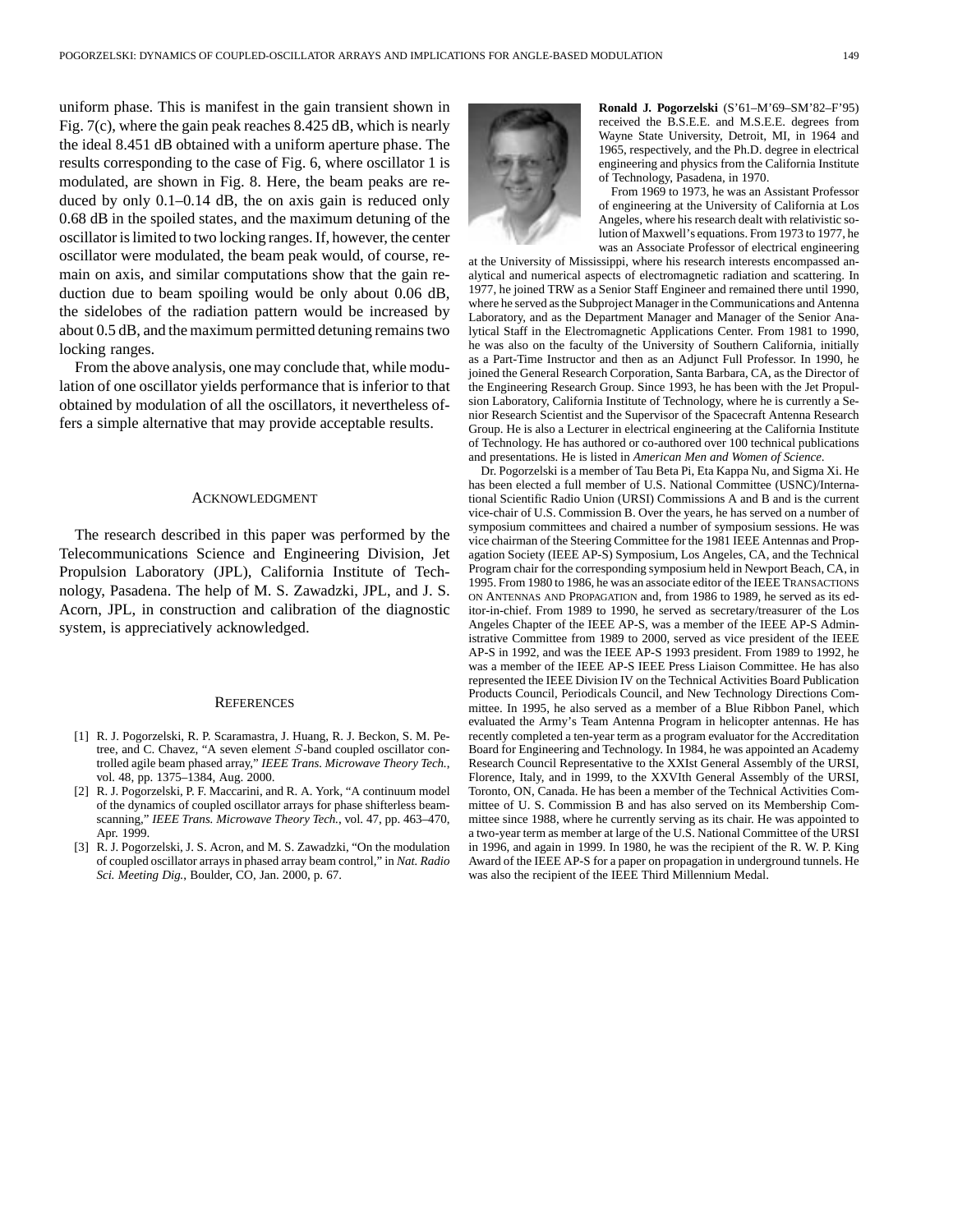uniform phase. This is manifest in the gain transient shown in Fig. 7(c), where the gain peak reaches 8.425 dB, which is nearly the ideal 8.451 dB obtained with a uniform aperture phase. The results corresponding to the case of Fig. 6, where oscillator 1 is modulated, are shown in Fig. 8. Here, the beam peaks are reduced by only 0.1–0.14 dB, the on axis gain is reduced only 0.68 dB in the spoiled states, and the maximum detuning of the oscillator is limited to two locking ranges. If, however, the center oscillator were modulated, the beam peak would, of course, remain on axis, and similar computations show that the gain reduction due to beam spoiling would be only about 0.06 dB, the sidelobes of the radiation pattern would be increased by about 0.5 dB, and the maximum permitted detuning remains two locking ranges.

From the above analysis, one may conclude that, while modulation of one oscillator yields performance that is inferior to that obtained by modulation of all the oscillators, it nevertheless offers a simple alternative that may provide acceptable results.

## Acknowledgment

The research described in this paper was performed by the Telecommunications Science and Engineering Division, Jet Propulsion Laboratory (JPL), California Institute of Technology, Pasadena. The help of M. S. Zawadzki, JPL, and J. S. Acorn, JPL, in construction and calibration of the diagnostic system, is appreciatively acknowledged.

## References

[1] R. J. Pogorzelski, R. P. Scaramastra, J. Huang, R. J. Beckon, S. M. Petree, and C. Chavez, "A seven element $S$-band coupled oscillator controlled agile beam phased array," *IEEE Trans. Microwave Theory Tech.*, vol. 48, pp. 1375–1384, Aug. 2000.

[2] R. J. Pogorzelski, P. F. Maccarini, and R. A. York, "A continuum model of the dynamics of coupled oscillator arrays for phase shifterless beamscanning," *IEEE Trans. Microwave Theory Tech.*, vol. 47, pp. 463–470, Apr. 1999.

[3] R. J. Pogorzelski, J. S. Acron, and M. S. Zawadzki, "On the modulation of coupled oscillator arrays in phased array beam control," in *Nat. Radio Sci. Meeting Dig.*, Boulder, CO, Jan. 2000, p. 67.

**Ronald J. Pogorzelski** (S'61–M'69–SM'82–F'95) received the B.S.E.E. and M.S.E.E. degrees from Wayne State University, Detroit, MI, in 1964 and 1965, respectively, and the Ph.D. degree in electrical engineering and physics from the California Institute of Technology, Pasadena, in 1970.

From 1969 to 1973, he was an Assistant Professor of engineering at the University of California at Los Angeles, where his research dealt with relativistic solution of Maxwell's equations. From 1973 to 1977, he was an Associate Professor of electrical engineering at the University of Mississippi, where his research interests encompassed analytical and numerical aspects of electromagnetic radiation and scattering. In 1977, he joined TRW as a Senior Staff Engineer and remained there until 1990, where he served as the Subproject Manager in the Communications and Antenna Laboratory, and as the Department Manager and Manager of the Senior Analytical Staff in the Electromagnetic Applications Center. From 1981 to 1990, he was also on the faculty of the University of Southern California, initially as a Part-Time Instructor and then as an Adjunct Full Professor. In 1990, he joined the General Research Corporation, Santa Barbara, CA, as the Director of the Engineering Research Group. Since 1993, he has been with the Jet Propulsion Laboratory, California Institute of Technology, where he is currently a Senior Research Scientist and the Supervisor of the Spacecraft Antenna Research Group. He is also a Lecturer in electrical engineering at the California Institute of Technology. He has authored or co-authored over 100 technical publications and presentations. He is listed in *American Men and Women of Science*.

Dr. Pogorzelski is a member of Tau Beta Pi, Eta Kappa Nu, and Sigma Xi. He has been elected a full member of U.S. National Committee (USNC)/International Scientific Radio Union (URSI) Commissions A and B and is the current vice-chair of U.S. Commission B. Over the years, he has served on a number of symposium committees and chaired a number of symposium sessions. He was vice chairman of the Steering Committee for the 1981 IEEE Antennas and Propagation Society (IEEE AP-S) Symposium, Los Angeles, CA, and the Technical Program chair for the corresponding symposium held in Newport Beach, CA, in 1995. From 1980 to 1986, he was an associate editor of the IEEE TRANSACTIONS ON ANTENNAS AND PROPAGATION and, from 1986 to 1989, he served as its editor-in-chief. From 1989 to 1990, he served as secretary/treasurer of the Los Angeles Chapter of the IEEE AP-S, was a member of the IEEE AP-S Administrative Committee from 1989 to 2000, served as vice president of the IEEE AP-S in 1992, and was the IEEE AP-S 1993 president. From 1989 to 1992, he was a member of the IEEE AP-S IEEE Press Liaison Committee. He has also represented the IEEE Division IV on the Technical Activities Board Publication Products Council, Periodicals Council, and New Technology Directions Committee. In 1995, he also served as a member of a Blue Ribbon Panel, which evaluated the Army's Team Antenna Program in helicopter antennas. He has recently completed a ten-year term as a program evaluator for the Accreditation Board for Engineering and Technology. In 1984, he was appointed an Academy Research Council Representative to the XXIst General Assembly of the URSI, Florence, Italy, and in 1999, to the XXVIth General Assembly of the URSI, Toronto, ON, Canada. He has been a member of the Technical Activities Committee of U. S. Commission B and has also served on its Membership Committee since 1988, where he currently serving as its chair. He was appointed to a two-year term as member at large of the U.S. National Committee of the URSI in 1996, and again in 1999. In 1980, he was the recipient of the R. W. P. King Award of the IEEE AP-S for a paper on propagation in underground tunnels. He was also the recipient of the IEEE Third Millennium Medal.